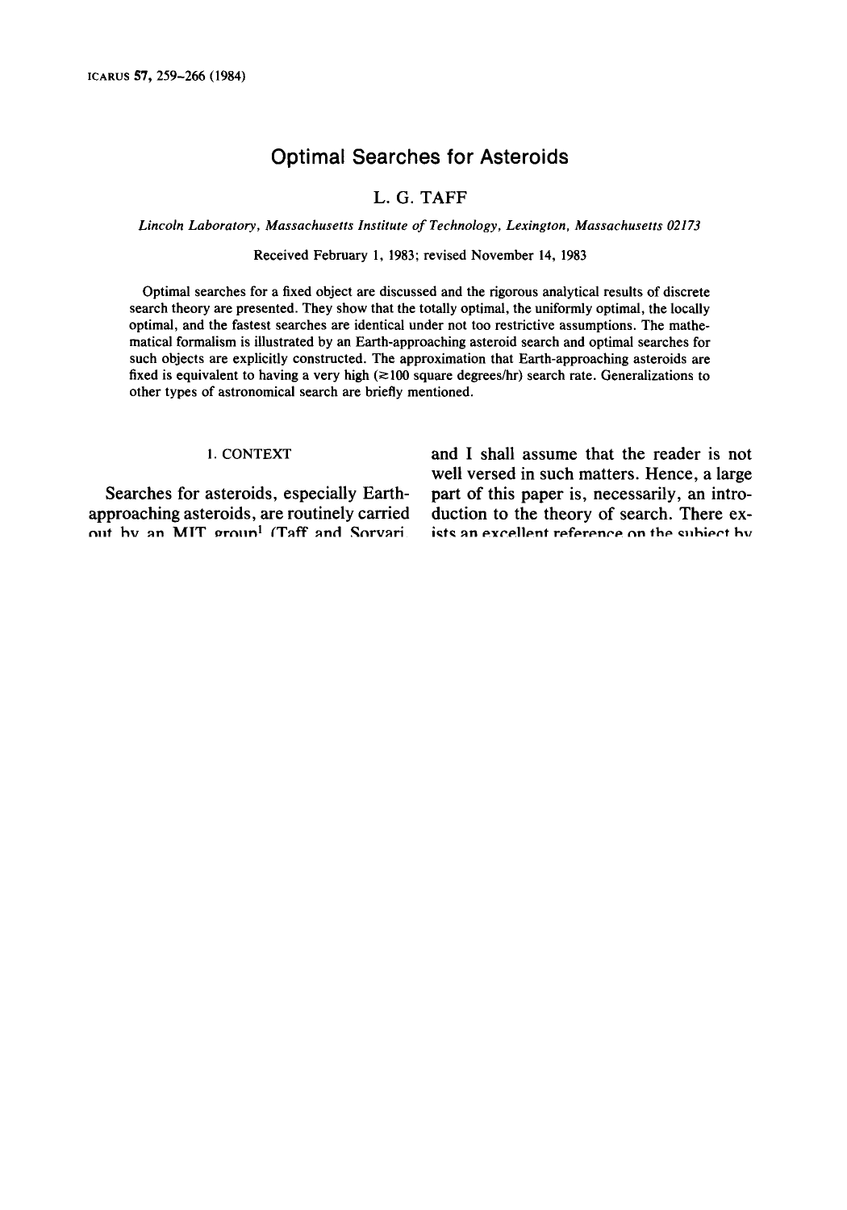# Optimal Searches for Asteroids

L. G. TAFF

*Lincoln Laboratory, Massachusetts Institute of Technology, Lexington, Massachusetts 02173*

Received February 1, 1983; revised November 14, 1983

Optimal searches for a fixed object are discussed and the rigorous analytical results of discrete search theory are presented. They show that the totally optimal, the uniformly optimal, the locally optimal, and the fastest searches are identical under not too restrictive assumptions. The mathematical formalism is illustrated by an Earth-approaching asteroid search and optimal searches for such objects are explicitly constructed. The approximation that Earth-approaching asteroids are fixed is equivalent to having a very high ($\gtrsim$100 square degrees/hr) search rate. Generalizations to other types of astronomical search are briefly mentioned.

## 1. CONTEXT

Searches for asteroids, especially Earth-approaching asteroids, are routinely carried out by an MIT group[1] (Taff and Sorvari, and I shall assume that the reader is not well versed in such matters. Hence, a large part of this paper is, necessarily, an introduction to the theory of search. There exists an excellent reference on the subject by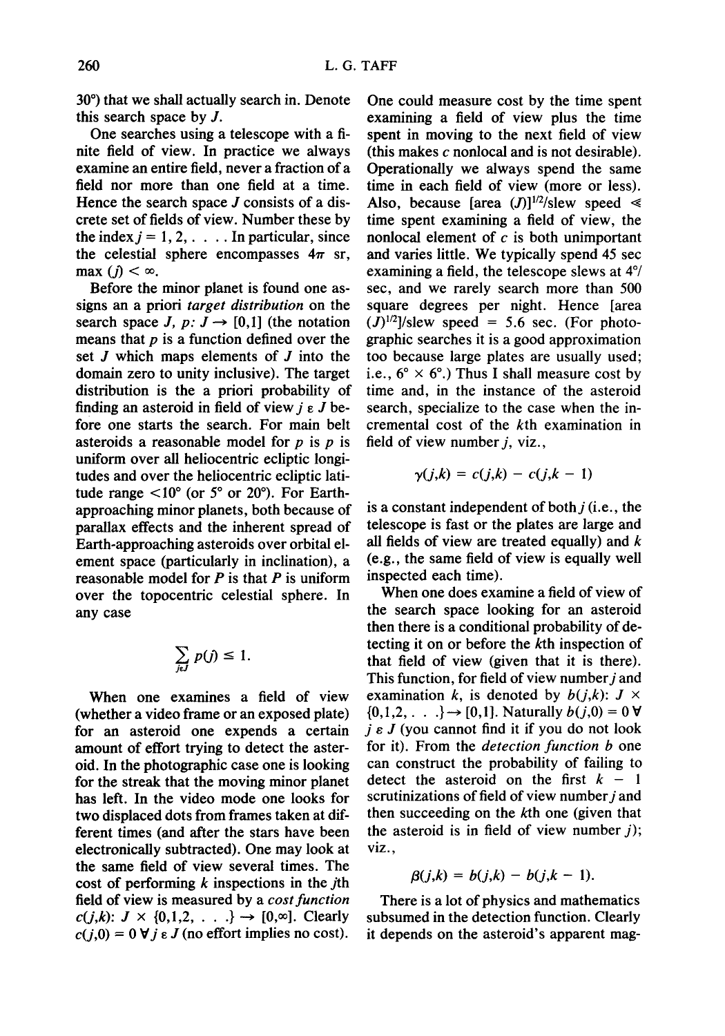30°) that we shall actually search in. Denote this search space by $J$.

One searches using a telescope with a finite field of view. In practice we always examine an entire field, never a fraction of a field nor more than one field at a time. Hence the search space $J$ consists of a discrete set of fields of view. Number these by the index $j = 1, 2, \ldots$. In particular, since the celestial sphere encompasses $4\pi$ sr, $\max(j) < \infty$.

Before the minor planet is found one assigns an a priori *target distribution* on the search space $J$, $p: J \rightarrow [0,1]$ (the notation means that $p$ is a function defined over the set $J$ which maps elements of $J$ into the domain zero to unity inclusive). The target distribution is the a priori probability of finding an asteroid in field of view $j \in J$ before one starts the search. For main belt asteroids a reasonable model for $p$ is $p$ is uniform over all heliocentric ecliptic longitudes and over the heliocentric ecliptic latitude range <10° (or 5° or 20°). For Earth-approaching minor planets, both because of parallax effects and the inherent spread of Earth-approaching asteroids over orbital element space (particularly in inclination), a reasonable model for $P$ is that $P$ is uniform over the topocentric celestial sphere. In any case

$$\sum_{j \in J} p(j) \leq 1.$$

When one examines a field of view (whether a video frame or an exposed plate) for an asteroid one expends a certain amount of effort trying to detect the asteroid. In the photographic case one is looking for the streak that the moving minor planet has left. In the video mode one looks for two displaced dots from frames taken at different times (and after the stars have been electronically subtracted). One may look at the same field of view several times. The cost of performing $k$ inspections in the $j$th field of view is measured by a *cost function* $c(j,k)$: $J \times \{0,1,2, \ldots\} \rightarrow [0,\infty]$. Clearly $c(j,0) = 0 \; \forall j \in J$ (no effort implies no cost). One could measure cost by the time spent examining a field of view plus the time spent in moving to the next field of view (this makes $c$ nonlocal and is not desirable). Operationally we always spend the same time in each field of view (more or less). Also, because $[\text{area}\ (J)]^{1/2}$/slew speed $\ll$ time spent examining a field of view, the nonlocal element of $c$ is both unimportant and varies little. We typically spend 45 sec examining a field, the telescope slews at 4°/sec, and we rarely search more than 500 square degrees per night. Hence $[\text{area}\ (J)^{1/2}]$/slew speed = 5.6 sec. (For photographic searches it is a good approximation too because large plates are usually used; i.e., 6° × 6°.) Thus I shall measure cost by time and, in the instance of the asteroid search, specialize to the case when the incremental cost of the $k$th examination in field of view number $j$, viz.,

$$\gamma(j,k) = c(j,k) - c(j,k-1)$$

is a constant independent of both $j$ (i.e., the telescope is fast or the plates are large and all fields of view are treated equally) and $k$ (e.g., the same field of view is equally well inspected each time).

When one does examine a field of view of the search space looking for an asteroid then there is a conditional probability of detecting it on or before the $k$th inspection of that field of view (given that it is there). This function, for field of view number $j$ and examination $k$, is denoted by $b(j,k)$: $J \times \{0,1,2, \ldots\} \rightarrow [0,1]$. Naturally $b(j,0) = 0 \; \forall j \in J$ (you cannot find it if you do not look for it). From the *detection function* $b$ one can construct the probability of failing to detect the asteroid on the first $k - 1$ scrutinizations of field of view number $j$ and then succeeding on the $k$th one (given that the asteroid is in field of view number $j$); viz.,

$$\beta(j,k) = b(j,k) - b(j,k-1).$$

There is a lot of physics and mathematics subsumed in the detection function. Clearly it depends on the asteroid's apparent mag-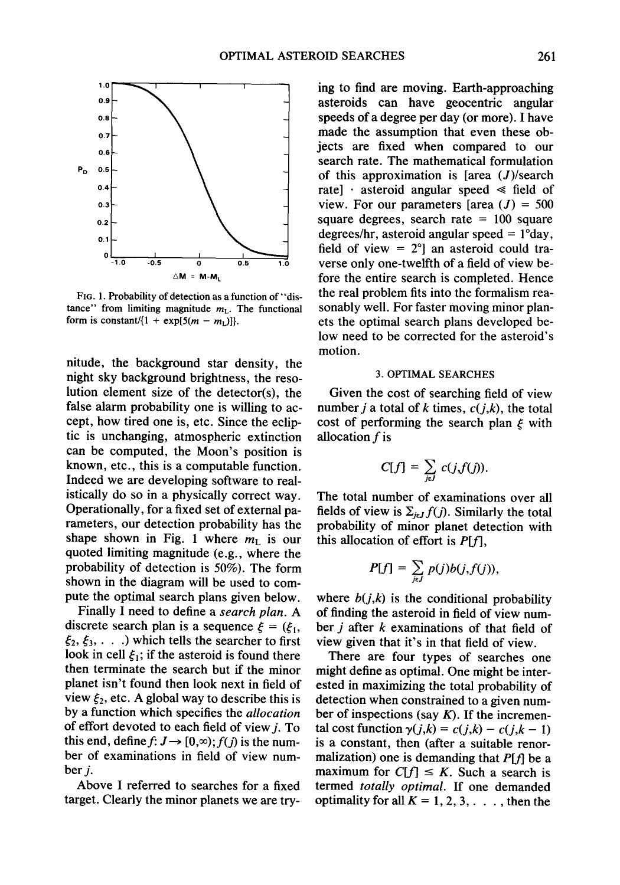FIG. 1. Probability of detection as a function of "distance" from limiting magnitude $m_L$. The functional form is constant/$\{1 + \exp[5(m - m_L)]\}$.

nitude, the background star density, the night sky background brightness, the resolution element size of the detector(s), the false alarm probability one is willing to accept, how tired one is, etc. Since the ecliptic is unchanging, atmospheric extinction can be computed, the Moon's position is known, etc., this is a computable function. Indeed we are developing software to realistically do so in a physically correct way. Operationally, for a fixed set of external parameters, our detection probability has the shape shown in Fig. 1 where $m_L$ is our quoted limiting magnitude (e.g., where the probability of detection is 50%). The form shown in the diagram will be used to compute the optimal search plans given below.

Finally I need to define a *search plan*. A discrete search plan is a sequence $\xi = (\xi_1, \xi_2, \xi_3, \ldots)$ which tells the searcher to first look in cell $\xi_1$; if the asteroid is found there then terminate the search but if the minor planet isn't found then look next in field of view $\xi_2$, etc. A global way to describe this is by a function which specifies the *allocation* of effort devoted to each field of view $j$. To this end, define $f$: $J \rightarrow [0,\infty)$; $f(j)$ is the number of examinations in field of view number $j$.

Above I referred to searches for a fixed target. Clearly the minor planets we are trying to find are moving. Earth-approaching asteroids can have geocentric angular speeds of a degree per day (or more). I have made the assumption that even these objects are fixed when compared to our search rate. The mathematical formulation of this approximation is [area ($J$)/search rate] $\cdot$ asteroid angular speed $\ll$ field of view. For our parameters [area ($J$) = 500 square degrees, search rate = 100 square degrees/hr, asteroid angular speed = 1°day, field of view = 2°] an asteroid could traverse only one-twelfth of a field of view before the entire search is completed. Hence the real problem fits into the formalism reasonably well. For faster moving minor planets the optimal search plans developed below need to be corrected for the asteroid's motion.

## 3. OPTIMAL SEARCHES

Given the cost of searching field of view number $j$ a total of $k$ times, $c(j,k)$, the total cost of performing the search plan $\xi$ with allocation $f$ is

$$C[f] = \sum_{j \in J} c(j,f(j)).$$

The total number of examinations over all fields of view is $\Sigma_{j \in J} f(j)$. Similarly the total probability of minor planet detection with this allocation of effort is $P[f]$,

$$P[f] = \sum_{j \in J} p(j)b(j,f(j)),$$

where $b(j,k)$ is the conditional probability of finding the asteroid in field of view number $j$ after $k$ examinations of that field of view given that it's in that field of view.

There are four types of searches one might define as optimal. One might be interested in maximizing the total probability of detection when constrained to a given number of inspections (say $K$). If the incremental cost function $\gamma(j,k) = c(j,k) - c(j,k-1)$ is a constant, then (after a suitable renormalization) one is demanding that $P[f]$ be a maximum for $C[f] \leq K$. Such a search is termed *totally optimal*. If one demanded optimality for all $K = 1, 2, 3, \ldots$, then the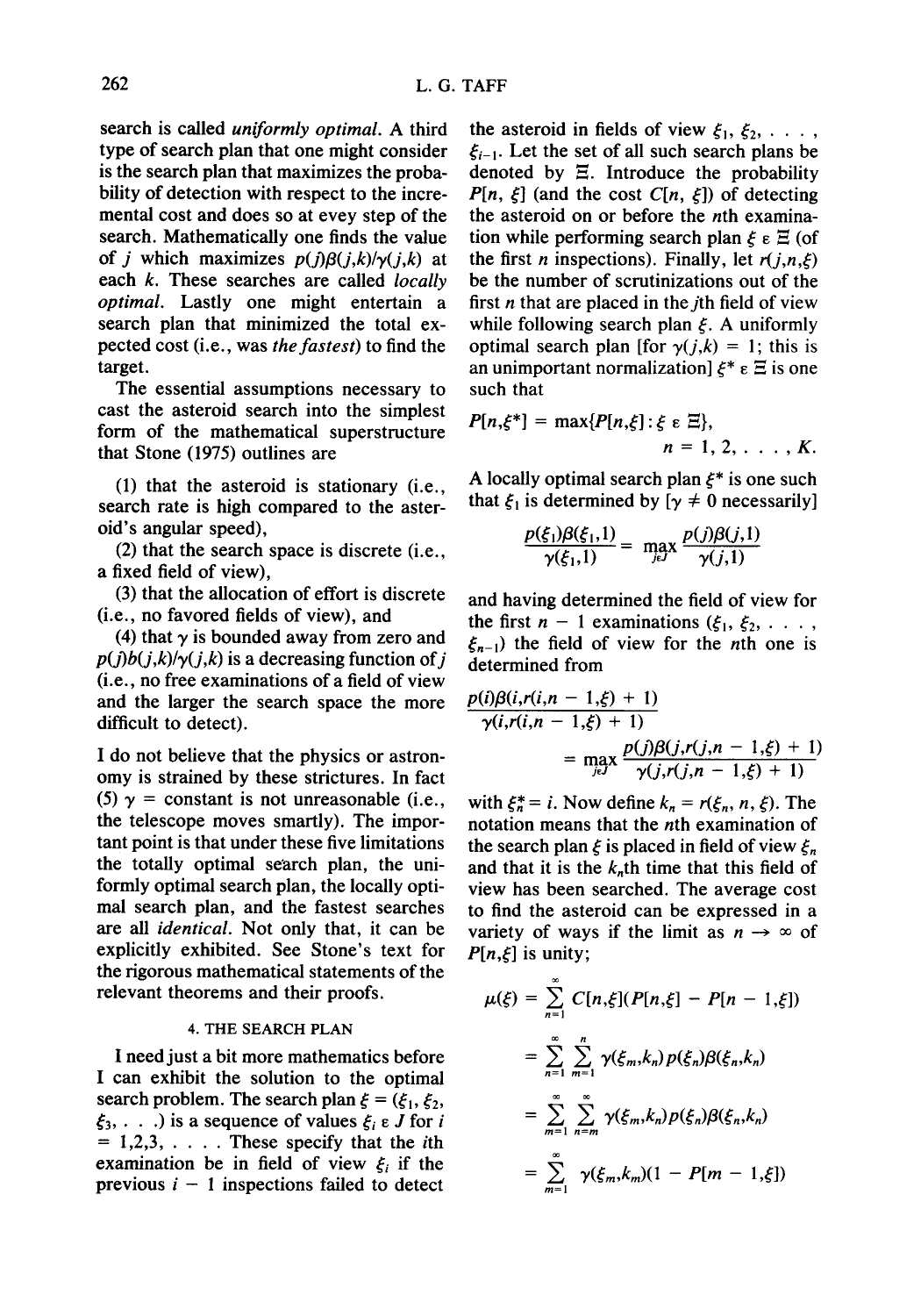search is called *uniformly optimal*. A third type of search plan that one might consider is the search plan that maximizes the probability of detection with respect to the incremental cost and does so at evey step of the search. Mathematically one finds the value of $j$ which maximizes $p(j)\beta(j,k)/\gamma(j,k)$ at each $k$. These searches are called *locally optimal*. Lastly one might entertain a search plan that minimized the total expected cost (i.e., was *the fastest*) to find the target.

The essential assumptions necessary to cast the asteroid search into the simplest form of the mathematical superstructure that Stone (1975) outlines are

(1) that the asteroid is stationary (i.e., search rate is high compared to the asteroid's angular speed),

(2) that the search space is discrete (i.e., a fixed field of view),

(3) that the allocation of effort is discrete (i.e., no favored fields of view), and

(4) that $\gamma$ is bounded away from zero and $p(j)b(j,k)/\gamma(j,k)$ is a decreasing function of $j$ (i.e., no free examinations of a field of view and the larger the search space the more difficult to detect).

I do not believe that the physics or astronomy is strained by these strictures. In fact (5) $\gamma$ = constant is not unreasonable (i.e., the telescope moves smartly). The important point is that under these five limitations the totally optimal search plan, the uniformly optimal search plan, the locally optimal search plan, and the fastest searches are all *identical*. Not only that, it can be explicitly exhibited. See Stone's text for the rigorous mathematical statements of the relevant theorems and their proofs.

## 4. THE SEARCH PLAN

I need just a bit more mathematics before I can exhibit the solution to the optimal search problem. The search plan $\xi = (\xi_1, \xi_2, \xi_3, \ldots)$ is a sequence of values $\xi_i \in J$ for $i = 1,2,3, \ldots$. These specify that the $i$th examination be in field of view $\xi_i$ if the previous $i - 1$ inspections failed to detect the asteroid in fields of view $\xi_1, \xi_2, \ldots, \xi_{i-1}$. Let the set of all such search plans be denoted by $\Xi$. Introduce the probability $P[n, \xi]$ (and the cost $C[n, \xi]$) of detecting the asteroid on or before the $n$th examination while performing search plan $\xi \in \Xi$ (of the first $n$ inspections). Finally, let $r(j,n,\xi)$ be the number of scrutinizations out of the first $n$ that are placed in the $j$th field of view while following search plan $\xi$. A uniformly optimal search plan [for $\gamma(j,k) = 1$; this is an unimportant normalization] $\xi^* \in \Xi$ is one such that

$$P[n,\xi^*] = \max\{P[n,\xi] : \xi \in \Xi\}, \qquad n = 1, 2, \ldots, K.$$

A locally optimal search plan $\xi^*$ is one such that $\xi_1$ is determined by [$\gamma \neq 0$ necessarily]

$$\frac{p(\xi_1)\beta(\xi_1,1)}{\gamma(\xi_1,1)} = \max_{j\epsilon J} \frac{p(j)\beta(j,1)}{\gamma(j,1)}$$

and having determined the field of view for the first $n - 1$ examinations ($\xi_1, \xi_2, \ldots, \xi_{n-1}$) the field of view for the $n$th one is determined from

$$\frac{p(i)\beta(i,r(i,n-1,\xi)+1)}{\gamma(i,r(i,n-1,\xi)+1)} = \max_{j\epsilon J} \frac{p(j)\beta(j,r(j,n-1,\xi)+1)}{\gamma(j,r(j,n-1,\xi)+1)}$$

with $\xi_n^* = i$. Now define $k_n = r(\xi_n, n, \xi)$. The notation means that the $n$th examination of the search plan $\xi$ is placed in field of view $\xi_n$ and that it is the $k_n$th time that this field of view has been searched. The average cost to find the asteroid can be expressed in a variety of ways if the limit as $n \to \infty$ of $P[n,\xi]$ is unity;

$$\begin{aligned}
\mu(\xi) &= \sum_{n=1}^{\infty} C[n,\xi](P[n,\xi] - P[n-1,\xi]) \\
&= \sum_{n=1}^{\infty} \sum_{m=1}^{n} \gamma(\xi_m,k_n)p(\xi_n)\beta(\xi_n,k_n) \\
&= \sum_{m=1}^{\infty} \sum_{n=m}^{\infty} \gamma(\xi_m,k_n)p(\xi_n)\beta(\xi_n,k_n) \\
&= \sum_{m=1}^{\infty} \gamma(\xi_m,k_m)(1 - P[m-1,\xi])
\end{aligned}$$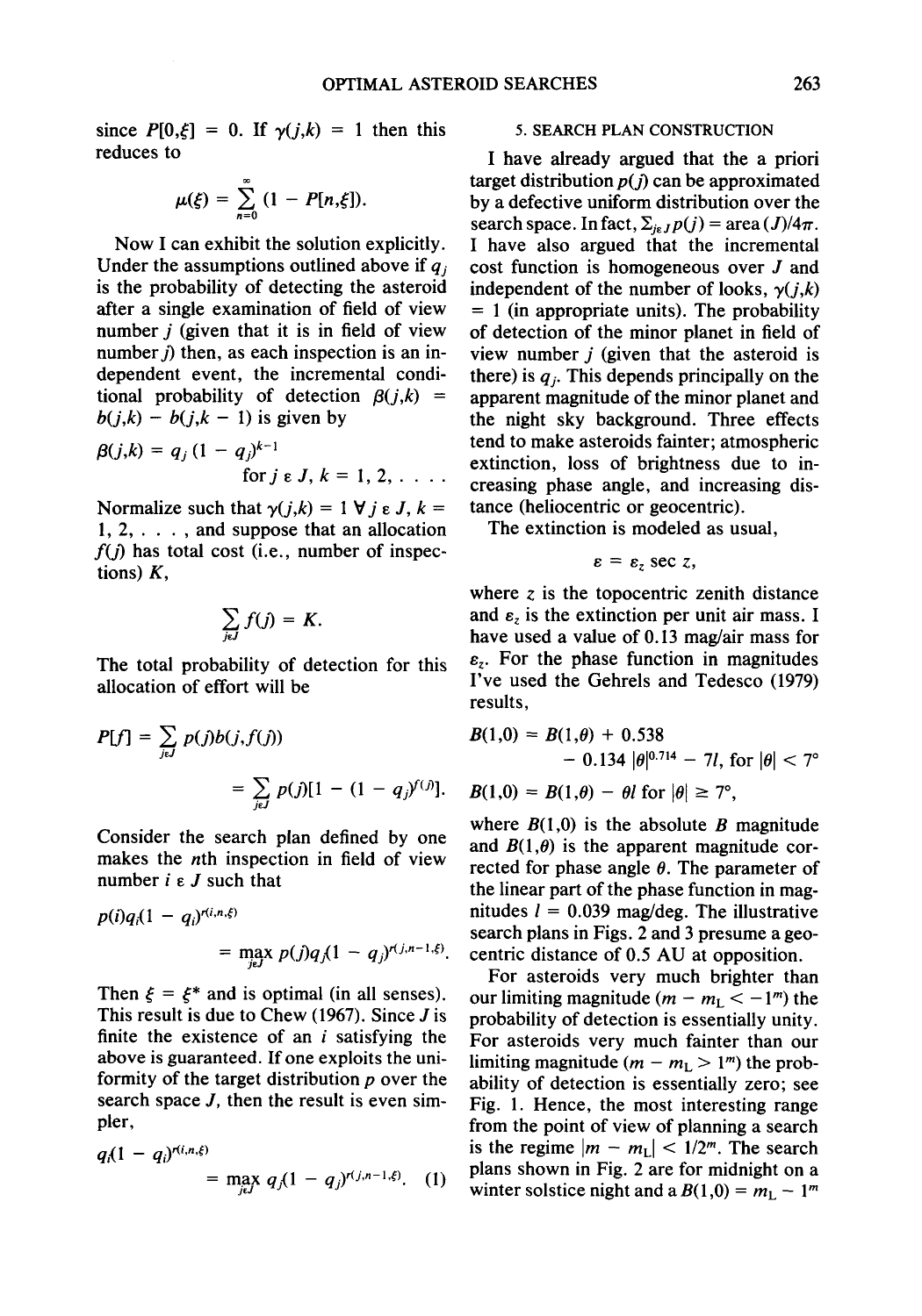since $P[0,\xi] = 0$. If $\gamma(j,k) = 1$ then this reduces to

$$\mu(\xi) = \sum_{n=0}^{\infty} (1 - P[n,\xi]).$$

Now I can exhibit the solution explicitly. Under the assumptions outlined above if $q_j$ is the probability of detecting the asteroid after a single examination of field of view number $j$ (given that it is in field of view number $j$) then, as each inspection is an independent event, the incremental conditional probability of detection $\beta(j,k) = b(j,k) - b(j,k-1)$ is given by

$$\beta(j,k) = q_j (1 - q_j)^{k-1} \quad \text{for } j \in J, k = 1, 2, \ldots.$$

Normalize such that $\gamma(j,k) = 1 \; \forall j \in J, k = 1, 2, \ldots$, and suppose that an allocation $f(j)$ has total cost (i.e., number of inspections) $K$,

$$\sum_{j \in J} f(j) = K.$$

The total probability of detection for this allocation of effort will be

$$P[f] = \sum_{j \in J} p(j) b(j, f(j)) = \sum_{j \in J} p(j)[1 - (1 - q_j)^{f(j)}].$$

Consider the search plan defined by one makes the $n$th inspection in field of view number $i \in J$ such that

$$p(i) q_i (1 - q_i)^{r(i,n,\xi)} = \max_{j \in J} p(j) q_j (1 - q_j)^{r(j,n-1,\xi)}.$$

Then $\xi = \xi^*$ and is optimal (in all senses). This result is due to Chew (1967). Since $J$ is finite the existence of an $i$ satisfying the above is guaranteed. If one exploits the uniformity of the target distribution $p$ over the search space $J$, then the result is even simpler,

$$q_i (1 - q_i)^{r(i,n,\xi)} = \max_{j \in J} q_j (1 - q_j)^{r(j,n-1,\xi)}. \quad (1)$$

## 5. SEARCH PLAN CONSTRUCTION

I have already argued that the a priori target distribution $p(j)$ can be approximated by a defective uniform distribution over the search space. In fact, $\Sigma_{j \in J} p(j) = \text{area}(J)/4\pi$. I have also argued that the incremental cost function is homogeneous over $J$ and independent of the number of looks, $\gamma(j,k) = 1$ (in appropriate units). The probability of detection of the minor planet in field of view number $j$ (given that the asteroid is there) is $q_j$. This depends principally on the apparent magnitude of the minor planet and the night sky background. Three effects tend to make asteroids fainter; atmospheric extinction, loss of brightness due to increasing phase angle, and increasing distance (heliocentric or geocentric).

The extinction is modeled as usual,

$$\varepsilon = \varepsilon_z \sec z,$$

where $z$ is the topocentric zenith distance and $\varepsilon_z$ is the extinction per unit air mass. I have used a value of 0.13 mag/air mass for $\varepsilon_z$. For the phase function in magnitudes I've used the Gehrels and Tedesco (1979) results,

$$B(1,0) = B(1,\theta) + 0.538 - 0.134 \, |\theta|^{0.714} - 7l, \text{ for } |\theta| < 7^\circ$$

$$B(1,0) = B(1,\theta) - \theta l \text{ for } |\theta| \geq 7^\circ,$$

where $B(1,0)$ is the absolute $B$ magnitude and $B(1,\theta)$ is the apparent magnitude corrected for phase angle $\theta$. The parameter of the linear part of the phase function in magnitudes $l = 0.039$ mag/deg. The illustrative search plans in Figs. 2 and 3 presume a geocentric distance of 0.5 AU at opposition.

For asteroids very much brighter than our limiting magnitude ($m - m_L < -1^m$) the probability of detection is essentially unity. For asteroids very much fainter than our limiting magnitude ($m - m_L > 1^m$) the probability of detection is essentially zero; see Fig. 1. Hence, the most interesting range from the point of view of planning a search is the regime $|m - m_L| < 1/2^m$. The search plans shown in Fig. 2 are for midnight on a winter solstice night and a $B(1,0) = m_L - 1^m$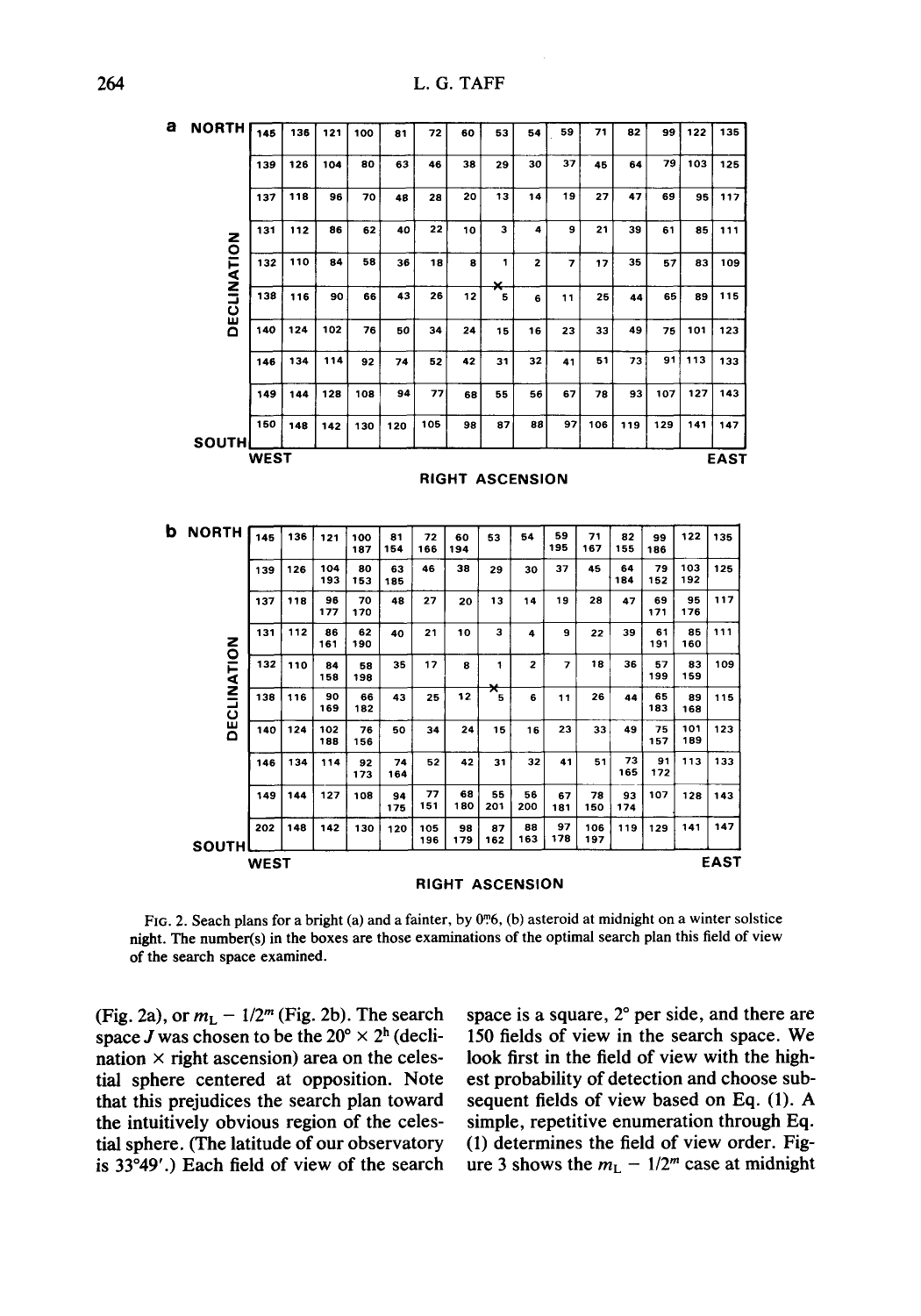**a**

| DECLINATION | WEST | | | | | | | | | | | | | | EAST |
|---|---|---|---|---|---|---|---|---|---|---|---|---|---|---|---|
| NORTH | 145 | 136 | 121 | 100 | 81 | 72 | 60 | 53 | 54 | 59 | 71 | 82 | 99 | 122 | 135 |
| | 139 | 126 | 104 | 80 | 63 | 46 | 38 | 29 | 30 | 37 | 45 | 64 | 79 | 103 | 125 |
| | 137 | 118 | 96 | 70 | 48 | 28 | 20 | 13 | 14 | 19 | 27 | 47 | 69 | 95 | 117 |
| | 131 | 112 | 86 | 62 | 40 | 22 | 10 | 3 | 4 | 9 | 21 | 39 | 61 | 85 | 111 |
| | 132 | 110 | 84 | 58 | 36 | 18 | 8 | 1 | 2 | 7 | 17 | 35 | 57 | 83 | 109 |
| | 138 | 116 | 90 | 66 | 43 | 26 | 12 | × 5 | 6 | 11 | 25 | 44 | 65 | 89 | 115 |
| | 140 | 124 | 102 | 76 | 50 | 34 | 24 | 15 | 16 | 23 | 33 | 49 | 75 | 101 | 123 |
| | 146 | 134 | 114 | 92 | 74 | 52 | 42 | 31 | 32 | 41 | 51 | 73 | 91 | 113 | 133 |
| | 149 | 144 | 128 | 108 | 94 | 77 | 68 | 55 | 56 | 67 | 78 | 93 | 107 | 127 | 143 |
| SOUTH | 150 | 148 | 142 | 130 | 120 | 105 | 98 | 87 | 88 | 97 | 106 | 119 | 129 | 141 | 147 |

RIGHT ASCENSION

**b**

| DECLINATION | WEST | | | | | | | | | | | | | | EAST |
|---|---|---|---|---|---|---|---|---|---|---|---|---|---|---|---|
| NORTH | 145 | 136 | 121 | 100 187 | 81 154 | 72 166 | 60 194 | 53 | 54 | 59 195 | 71 167 | 82 155 | 99 186 | 122 | 135 |
| | 139 | 126 | 104 193 | 80 153 | 63 185 | 46 | 38 | 29 | 30 | 37 | 45 | 64 184 | 79 152 | 103 192 | 125 |
| | 137 | 118 | 96 177 | 70 170 | 48 | 27 | 20 | 13 | 14 | 19 | 28 | 47 | 69 171 | 95 176 | 117 |
| | 131 | 112 | 86 161 | 62 190 | 40 | 21 | 10 | 3 | 4 | 9 | 22 | 39 | 61 191 | 85 160 | 111 |
| | 132 | 110 | 84 158 | 58 198 | 35 | 17 | 8 | 1 | 2 | 7 | 18 | 36 | 57 199 | 83 159 | 109 |
| | 138 | 116 | 90 169 | 66 182 | 43 | 25 | 12 | × 5 | 6 | 11 | 26 | 44 | 65 183 | 89 168 | 115 |
| | 140 | 124 | 102 188 | 76 156 | 50 | 34 | 24 | 15 | 16 | 23 | 33 | 49 | 75 157 | 101 189 | 123 |
| | 146 | 134 | 114 | 92 173 | 74 164 | 52 | 42 | 31 | 32 | 41 | 51 | 73 165 | 91 172 | 113 | 133 |
| | 149 | 144 | 127 | 108 | 94 175 | 77 151 | 68 180 | 55 201 | 56 200 | 67 181 | 78 150 | 93 174 | 107 | 128 | 143 |
| SOUTH | 202 | 148 | 142 | 130 | 120 | 105 196 | 98 179 | 87 162 | 88 163 | 97 178 | 106 197 | 119 | 129 | 141 | 147 |

RIGHT ASCENSION

FIG. 2. Seach plans for a bright (a) and a fainter, by $0^m\!.6$, (b) asteroid at midnight on a winter solstice night. The number(s) in the boxes are those examinations of the optimal search plan this field of view of the search space examined.

(Fig. 2a), or $m_L - 1/2^m$ (Fig. 2b). The search space $J$ was chosen to be the $20° \times 2^h$ (declination × right ascension) area on the celestial sphere centered at opposition. Note that this prejudices the search plan toward the intuitively obvious region of the celestial sphere. (The latitude of our observatory is 33°49′.) Each field of view of the search space is a square, 2° per side, and there are 150 fields of view in the search space. We look first in the field of view with the highest probability of detection and choose subsequent fields of view based on Eq. (1). A simple, repetitive enumeration through Eq. (1) determines the field of view order. Figure 3 shows the $m_L - 1/2^m$ case at midnight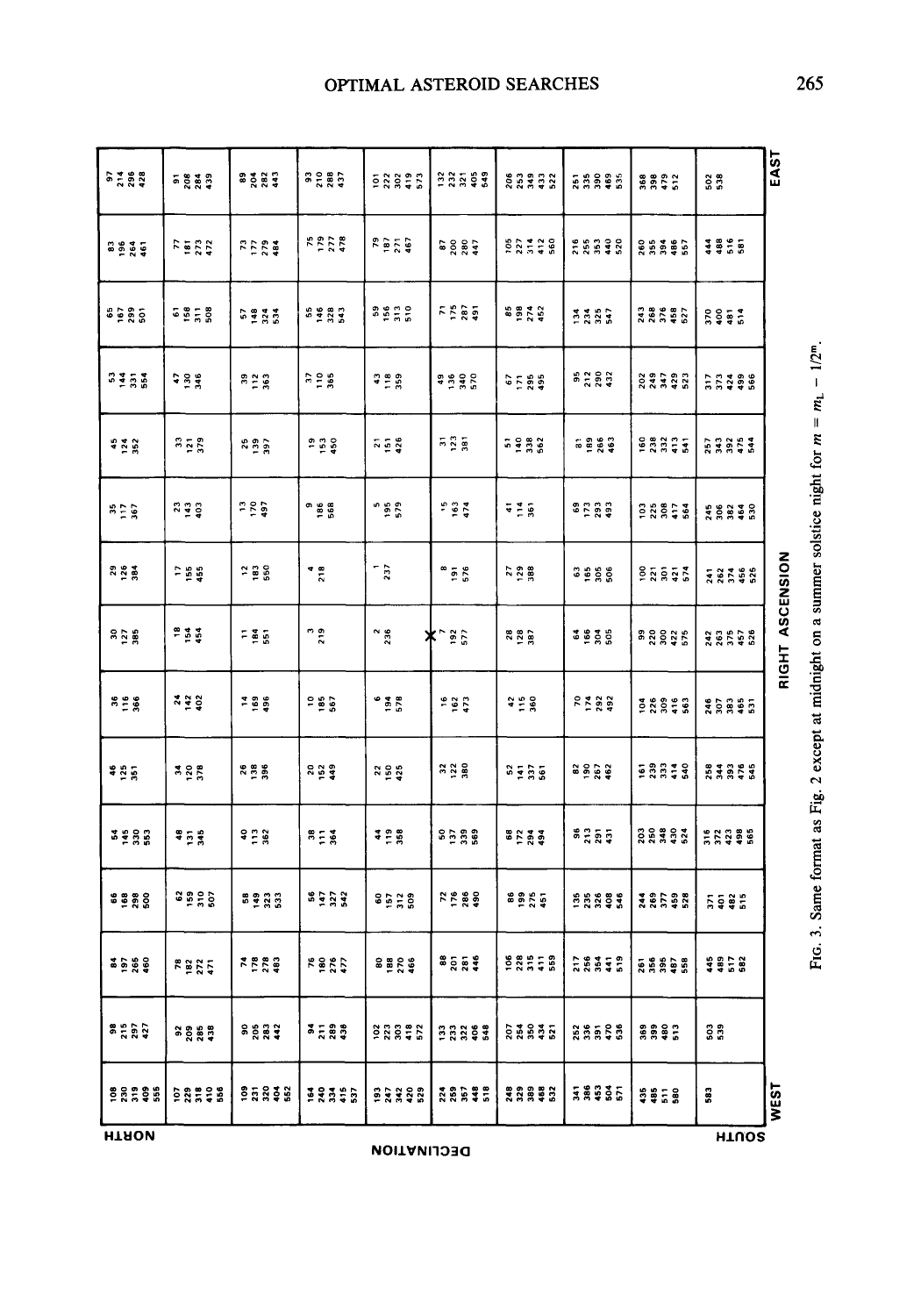| DECLINATION ↓ / RIGHT ASCENSION → (WEST … EAST) | | | | | | | | | | | | | | |
|---|---|---|---|---|---|---|---|---|---|---|---|---|---|---|
| NORTH | | | | | | | | | | | | | | |
| 108 230 319 409 555 | 98 215 297 427 | 84 197 265 460 | 66 168 298 500 | 54 145 330 553 | 46 125 351 | 36 116 366 | 30 127 385 | 29 126 384 | 35 117 367 | 45 124 352 | 53 144 331 554 | 65 167 299 501 | 83 196 264 461 | 97 214 296 428 |
| 107 229 318 410 556 | 92 209 285 438 | 78 182 272 471 | 62 159 310 507 | 48 131 345 | 34 120 378 | 24 142 402 | 18 154 454 | 17 155 455 | 23 143 403 | 33 121 379 | 47 130 346 | 61 158 311 508 | 77 181 273 472 | 91 208 284 439 |
| 109 231 320 404 552 | 90 205 283 442 | 74 178 278 483 | 58 149 323 533 | 40 113 362 | 26 138 396 | 14 169 496 | 11 184 551 | 12 183 550 | 13 170 497 | 25 139 397 | 39 112 363 | 57 148 324 534 | 73 177 279 484 | 89 204 282 443 |
| 164 240 334 415 537 | 94 211 289 436 | 76 180 276 477 | 56 147 327 542 | 38 111 364 | 20 152 449 | 10 185 567 | 3 219 | 4 218 | 9 186 568 | 19 153 450 | 37 110 365 | 55 146 328 543 | 75 179 277 478 | 93 210 288 437 |
| 193 247 342 420 529 | 102 223 303 418 572 | 80 188 270 466 | 60 157 312 509 | 44 119 358 | 22 150 425 | 6 194 578 | 2 236 | 1 237 | 5 195 579 | 21 151 426 | 43 118 359 | 59 156 313 510 | 79 187 271 467 | 101 222 302 419 573 |
| 224 259 357 448 518 | 133 233 322 406 548 | 88 201 281 446 | 72 176 286 490 | 50 137 339 569 | 32 122 380 | 16 162 473 | X 7 192 577 | 8 191 576 | 15 163 474 | 31 123 381 | 49 136 340 570 | 71 175 287 491 | 87 200 280 447 | 132 232 321 405 549 |
| 248 329 389 468 532 | 207 254 350 434 521 | 106 228 315 411 559 | 86 199 275 451 | 68 172 294 494 | 52 141 337 561 | 42 115 360 | 28 128 387 | 27 129 388 | 41 114 361 | 51 140 338 562 | 67 171 295 495 | 85 198 274 452 | 105 227 314 412 560 | 206 253 349 433 522 |
| 341 386 453 504 571 | 252 336 391 470 536 | 217 256 354 441 519 | 135 235 326 408 546 | 96 213 291 431 | 82 190 267 462 | 70 174 292 492 | 64 166 304 505 | 63 165 305 506 | 69 173 293 493 | 81 189 266 463 | 95 212 290 432 | 134 234 325 547 | 216 255 353 440 520 | 251 335 390 469 535 |
| 435 485 511 580 | 369 399 480 513 | 261 356 395 487 558 | 244 269 377 459 528 | 203 250 348 430 524 | 161 239 333 414 540 | 104 226 309 416 563 | 99 220 300 422 575 | 100 221 301 421 574 | 103 225 308 417 564 | 160 238 332 413 541 | 202 249 347 429 523 | 243 268 376 458 527 | 260 355 394 486 557 | 368 398 479 512 |
| 583 | 503 539 | 445 489 517 582 | 371 401 482 515 | 316 372 423 498 565 | 258 344 393 476 545 | 246 307 383 465 531 | 242 263 375 457 526 | 241 262 374 456 525 | 245 306 382 464 530 | 257 343 392 475 544 | 317 373 424 499 566 | 370 400 481 514 | 444 488 516 581 | 502 538 |
| SOUTH | | | | | | | | | | | | | | |

Fig. 3. Same format as Fig. 2 except at midnight on a summer solstice night for $m = m_L - 1/2^m$.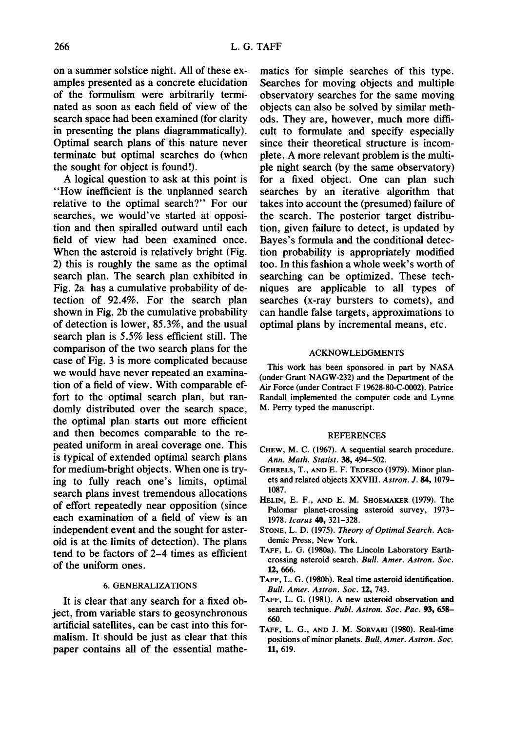on a summer solstice night. All of these examples presented as a concrete elucidation of the formulism were arbitrarily terminated as soon as each field of view of the search space had been examined (for clarity in presenting the plans diagrammatically). Optimal search plans of this nature never terminate but optimal searches do (when the sought for object is found!).

A logical question to ask at this point is "How inefficient is the unplanned search relative to the optimal search?" For our searches, we would've started at opposition and then spiralled outward until each field of view had been examined once. When the asteroid is relatively bright (Fig. 2) this is roughly the same as the optimal search plan. The search plan exhibited in Fig. 2a has a cumulative probability of detection of 92.4%. For the search plan shown in Fig. 2b the cumulative probability of detection is lower, 85.3%, and the usual search plan is 5.5% less efficient still. The comparison of the two search plans for the case of Fig. 3 is more complicated because we would have never repeated an examination of a field of view. With comparable effort to the optimal search plan, but randomly distributed over the search space, the optimal plan starts out more efficient and then becomes comparable to the repeated uniform in areal coverage one. This is typical of extended optimal search plans for medium-bright objects. When one is trying to fully reach one's limits, optimal search plans invest tremendous allocations of effort repeatedly near opposition (since each examination of a field of view is an independent event and the sought for asteroid is at the limits of detection). The plans tend to be factors of 2–4 times as efficient of the uniform ones.

## 6. GENERALIZATIONS

It is clear that any search for a fixed object, from variable stars to geosynchronous artificial satellites, can be cast into this formalism. It should be just as clear that this paper contains all of the essential mathematics for simple searches of this type. Searches for moving objects and multiple observatory searches for the same moving objects can also be solved by similar methods. They are, however, much more difficult to formulate and specify especially since their theoretical structure is incomplete. A more relevant problem is the multiple night search (by the same observatory) for a fixed object. One can plan such searches by an iterative algorithm that takes into account the (presumed) failure of the search. The posterior target distribution, given failure to detect, is updated by Bayes's formula and the conditional detection probability is appropriately modified too. In this fashion a whole week's worth of searching can be optimized. These techniques are applicable to all types of searches (x-ray bursters to comets), and can handle false targets, approximations to optimal plans by incremental means, etc.

## ACKNOWLEDGMENTS

This work has been sponsored in part by NASA (under Grant NAGW-232) and the Department of the Air Force (under Contract F 19628-80-C-0002). Patrice Randall implemented the computer code and Lynne M. Perry typed the manuscript.

## REFERENCES

Chew, M. C. (1967). A sequential search procedure. *Ann. Math. Statist.* **38**, 494–502.

Gehrels, T., and E. F. Tedesco (1979). Minor planets and related objects XXVIII. *Astron. J.* **84**, 1079–1087.

Helin, E. F., and E. M. Shoemaker (1979). The Palomar planet-crossing asteroid survey, 1973–1978. *Icarus* **40**, 321–328.

Stone, L. D. (1975). *Theory of Optimal Search*. Academic Press, New York.

Taff, L. G. (1980a). The Lincoln Laboratory Earth-crossing asteroid search. *Bull. Amer. Astron. Soc.* **12**, 666.

Taff, L. G. (1980b). Real time asteroid identification. *Bull. Amer. Astron. Soc.* **12**, 743.

Taff, L. G. (1981). A new asteroid observation and search technique. *Publ. Astron. Soc. Pac.* **93**, 658–660.

Taff, L. G., and J. M. Sorvari (1980). Real-time positions of minor planets. *Bull. Amer. Astron. Soc.* **11**, 619.